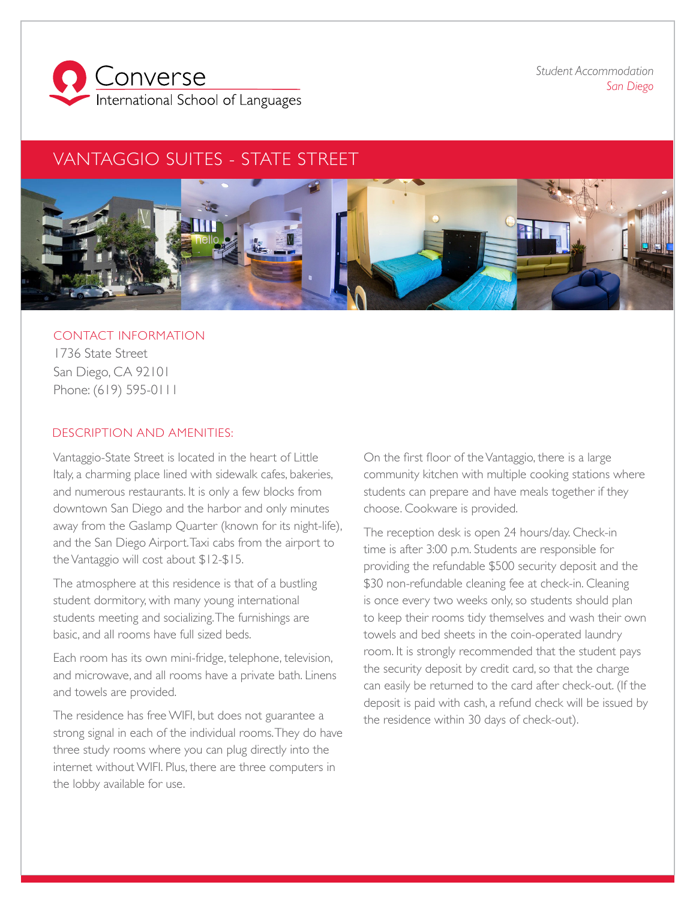Converse
International School of Languages

*Student Accommodation*
*San Diego*

# VANTAGGIO SUITES - STATE STREET

## CONTACT INFORMATION

1736 State Street
San Diego, CA 92101
Phone: (619) 595-0111

## DESCRIPTION AND AMENITIES:

Vantaggio-State Street is located in the heart of Little Italy, a charming place lined with sidewalk cafes, bakeries, and numerous restaurants. It is only a few blocks from downtown San Diego and the harbor and only minutes away from the Gaslamp Quarter (known for its night-life), and the San Diego Airport. Taxi cabs from the airport to the Vantaggio will cost about $12-$15.

The atmosphere at this residence is that of a bustling student dormitory, with many young international students meeting and socializing. The furnishings are basic, and all rooms have full sized beds.

Each room has its own mini-fridge, telephone, television, and microwave, and all rooms have a private bath. Linens and towels are provided.

The residence has free WIFI, but does not guarantee a strong signal in each of the individual rooms. They do have three study rooms where you can plug directly into the internet without WIFI. Plus, there are three computers in the lobby available for use.

On the first floor of the Vantaggio, there is a large community kitchen with multiple cooking stations where students can prepare and have meals together if they choose. Cookware is provided.

The reception desk is open 24 hours/day. Check-in time is after 3:00 p.m. Students are responsible for providing the refundable $500 security deposit and the $30 non-refundable cleaning fee at check-in. Cleaning is once every two weeks only, so students should plan to keep their rooms tidy themselves and wash their own towels and bed sheets in the coin-operated laundry room. It is strongly recommended that the student pays the security deposit by credit card, so that the charge can easily be returned to the card after check-out. (If the deposit is paid with cash, a refund check will be issued by the residence within 30 days of check-out).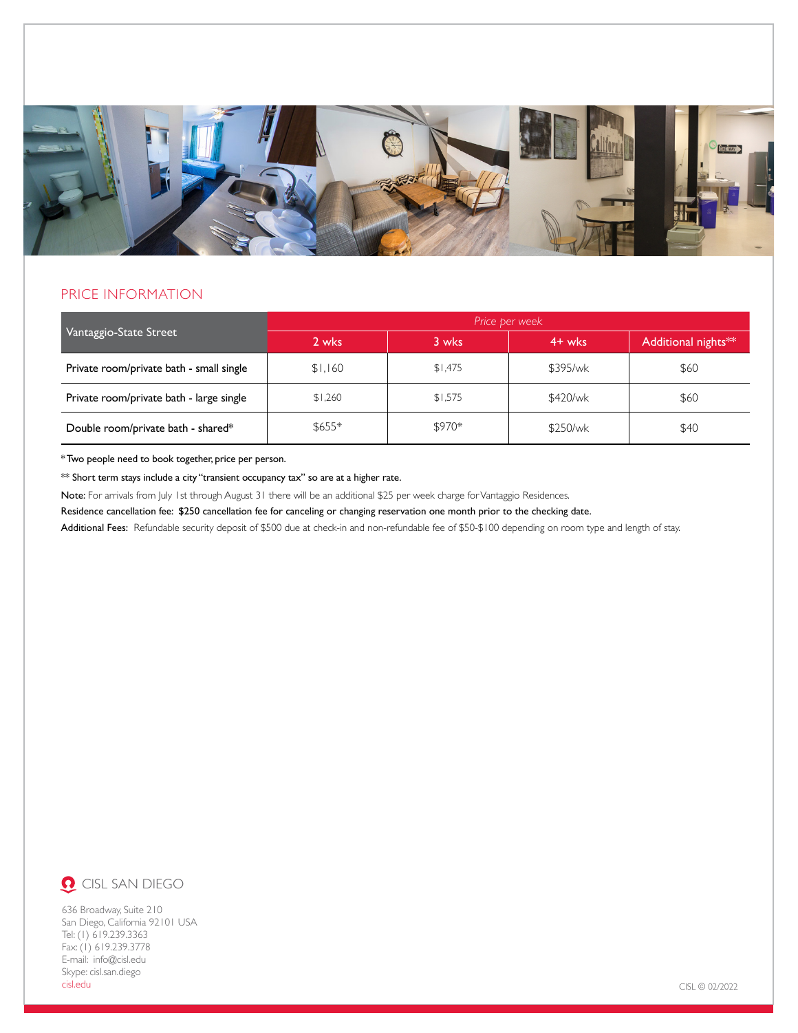## PRICE INFORMATION

| Vantaggio-State Street | Price per week | | | |
|---|---|---|---|---|
| | 2 wks | 3 wks | 4+ wks | Additional nights** |
| Private room/private bath - small single | $1,160 | $1,475 | $395/wk | $60 |
| Private room/private bath - large single | $1,260 | $1,575 | $420/wk | $60 |
| Double room/private bath - shared* | $655* | $970* | $250/wk | $40 |

* Two people need to book together, price per person.

** Short term stays include a city "transient occupancy tax" so are at a higher rate.

**Note:** For arrivals from July 1st through August 31 there will be an additional $25 per week charge for Vantaggio Residences.

**Residence cancellation fee:** **$250 cancellation fee for canceling or changing reservation one month prior to the checking date.**

**Additional Fees:** Refundable security deposit of $500 due at check-in and non-refundable fee of $50-$100 depending on room type and length of stay.

CISL SAN DIEGO

636 Broadway, Suite 210
San Diego, California 92101 USA
Tel: (1) 619.239.3363
Fax: (1) 619.239.3778
E-mail: info@cisl.edu
Skype: cisl.san.diego
cisl.edu

CISL © 02/2022